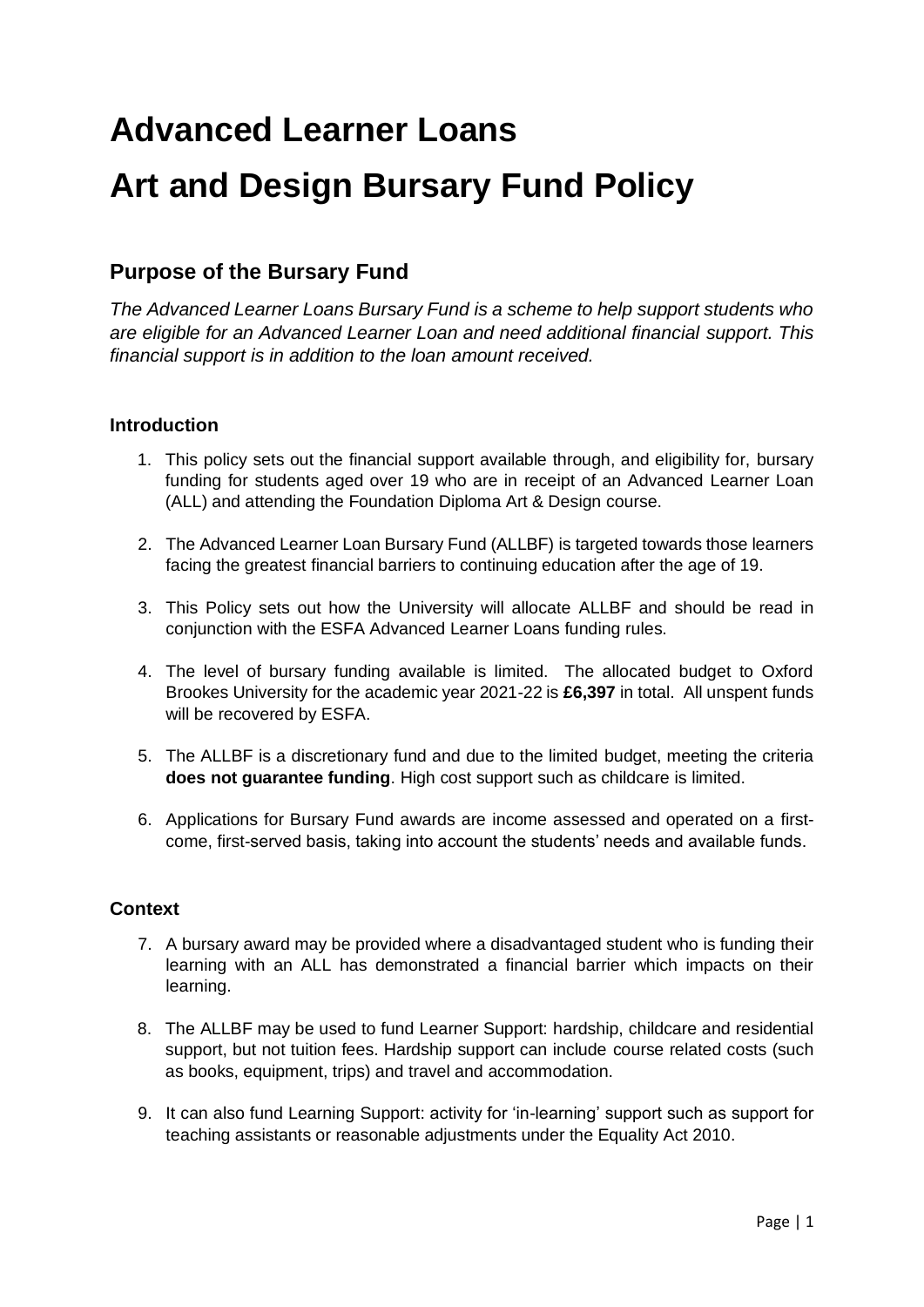# Advanced Learner Loans

# Art and Design Bursary Fund Policy

## Purpose of the Bursary Fund

*The Advanced Learner Loans Bursary Fund is a scheme to help support students who are eligible for an Advanced Learner Loan and need additional financial support. This financial support is in addition to the loan amount received.*

### Introduction

1. This policy sets out the financial support available through, and eligibility for, bursary funding for students aged over 19 who are in receipt of an Advanced Learner Loan (ALL) and attending the Foundation Diploma Art & Design course.
2. The Advanced Learner Loan Bursary Fund (ALLBF) is targeted towards those learners facing the greatest financial barriers to continuing education after the age of 19.
3. This Policy sets out how the University will allocate ALLBF and should be read in conjunction with the ESFA Advanced Learner Loans funding rules.
4. The level of bursary funding available is limited. The allocated budget to Oxford Brookes University for the academic year 2021-22 is **£6,397** in total. All unspent funds will be recovered by ESFA.
5. The ALLBF is a discretionary fund and due to the limited budget, meeting the criteria **does not guarantee funding**. High cost support such as childcare is limited.
6. Applications for Bursary Fund awards are income assessed and operated on a first-come, first-served basis, taking into account the students' needs and available funds.

### Context

7. A bursary award may be provided where a disadvantaged student who is funding their learning with an ALL has demonstrated a financial barrier which impacts on their learning.
8. The ALLBF may be used to fund Learner Support: hardship, childcare and residential support, but not tuition fees. Hardship support can include course related costs (such as books, equipment, trips) and travel and accommodation.
9. It can also fund Learning Support: activity for 'in-learning' support such as support for teaching assistants or reasonable adjustments under the Equality Act 2010.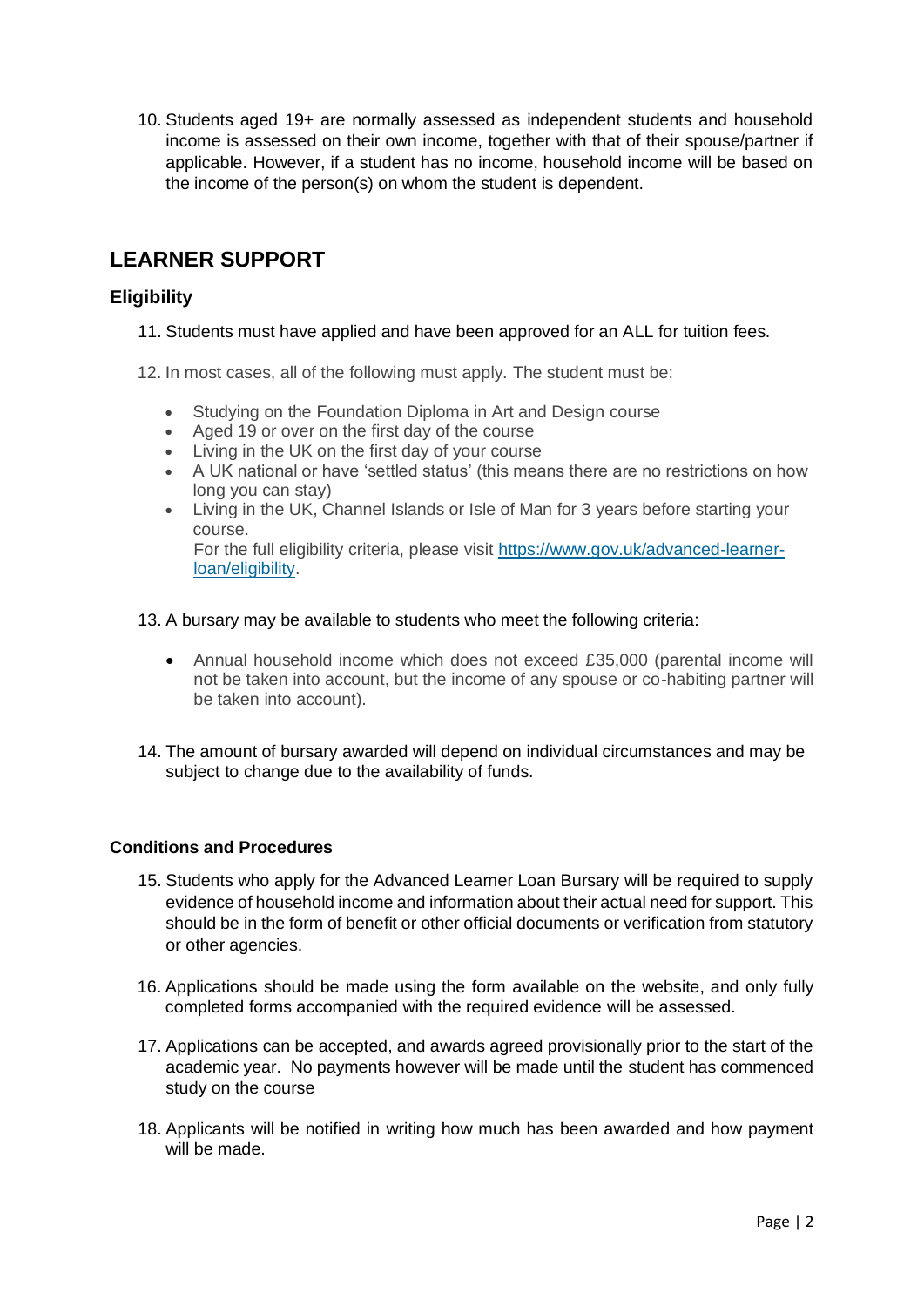10. Students aged 19+ are normally assessed as independent students and household income is assessed on their own income, together with that of their spouse/partner if applicable. However, if a student has no income, household income will be based on the income of the person(s) on whom the student is dependent.

## LEARNER SUPPORT

### Eligibility

11. Students must have applied and have been approved for an ALL for tuition fees.

12. In most cases, all of the following must apply. The student must be:

    - Studying on the Foundation Diploma in Art and Design course
    - Aged 19 or over on the first day of the course
    - Living in the UK on the first day of your course
    - A UK national or have 'settled status' (this means there are no restrictions on how long you can stay)
    - Living in the UK, Channel Islands or Isle of Man for 3 years before starting your course.
      For the full eligibility criteria, please visit [https://www.gov.uk/advanced-learner-loan/eligibility](https://www.gov.uk/advanced-learner-loan/eligibility).

13. A bursary may be available to students who meet the following criteria:

    - Annual household income which does not exceed £35,000 (parental income will not be taken into account, but the income of any spouse or co-habiting partner will be taken into account).

14. The amount of bursary awarded will depend on individual circumstances and may be subject to change due to the availability of funds.

**Conditions and Procedures**

15. Students who apply for the Advanced Learner Loan Bursary will be required to supply evidence of household income and information about their actual need for support. This should be in the form of benefit or other official documents or verification from statutory or other agencies.

16. Applications should be made using the form available on the website, and only fully completed forms accompanied with the required evidence will be assessed.

17. Applications can be accepted, and awards agreed provisionally prior to the start of the academic year. No payments however will be made until the student has commenced study on the course

18. Applicants will be notified in writing how much has been awarded and how payment will be made.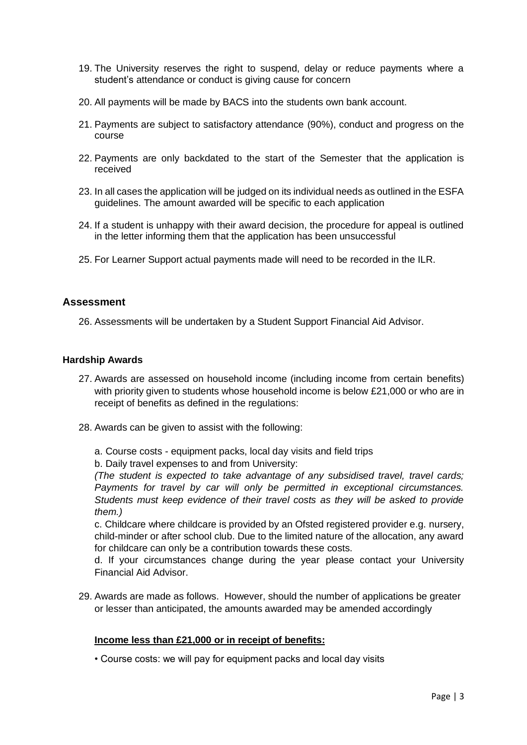19. The University reserves the right to suspend, delay or reduce payments where a student's attendance or conduct is giving cause for concern

20. All payments will be made by BACS into the students own bank account.

21. Payments are subject to satisfactory attendance (90%), conduct and progress on the course

22. Payments are only backdated to the start of the Semester that the application is received

23. In all cases the application will be judged on its individual needs as outlined in the ESFA guidelines. The amount awarded will be specific to each application

24. If a student is unhappy with their award decision, the procedure for appeal is outlined in the letter informing them that the application has been unsuccessful

25. For Learner Support actual payments made will need to be recorded in the ILR.

## Assessment

26. Assessments will be undertaken by a Student Support Financial Aid Advisor.

### Hardship Awards

27. Awards are assessed on household income (including income from certain benefits) with priority given to students whose household income is below £21,000 or who are in receipt of benefits as defined in the regulations:

28. Awards can be given to assist with the following:

    a. Course costs - equipment packs, local day visits and field trips

    b. Daily travel expenses to and from University:
    *(The student is expected to take advantage of any subsidised travel, travel cards; Payments for travel by car will only be permitted in exceptional circumstances. Students must keep evidence of their travel costs as they will be asked to provide them.)*

    c. Childcare where childcare is provided by an Ofsted registered provider e.g. nursery, child-minder or after school club. Due to the limited nature of the allocation, any award for childcare can only be a contribution towards these costs.

    d. If your circumstances change during the year please contact your University Financial Aid Advisor.

29. Awards are made as follows. However, should the number of applications be greater or lesser than anticipated, the amounts awarded may be amended accordingly

**<u>Income less than £21,000 or in receipt of benefits:</u>**

- Course costs: we will pay for equipment packs and local day visits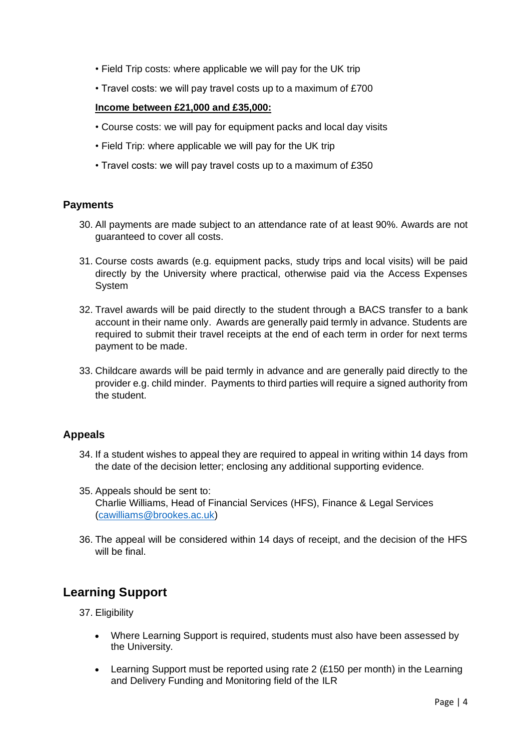- Field Trip costs: where applicable we will pay for the UK trip
- Travel costs: we will pay travel costs up to a maximum of £700

**Income between £21,000 and £35,000:**

- Course costs: we will pay for equipment packs and local day visits
- Field Trip: where applicable we will pay for the UK trip
- Travel costs: we will pay travel costs up to a maximum of £350

### Payments

30. All payments are made subject to an attendance rate of at least 90%. Awards are not guaranteed to cover all costs.

31. Course costs awards (e.g. equipment packs, study trips and local visits) will be paid directly by the University where practical, otherwise paid via the Access Expenses System

32. Travel awards will be paid directly to the student through a BACS transfer to a bank account in their name only. Awards are generally paid termly in advance. Students are required to submit their travel receipts at the end of each term in order for next terms payment to be made.

33. Childcare awards will be paid termly in advance and are generally paid directly to the provider e.g. child minder. Payments to third parties will require a signed authority from the student.

### Appeals

34. If a student wishes to appeal they are required to appeal in writing within 14 days from the date of the decision letter; enclosing any additional supporting evidence.

35. Appeals should be sent to:
    Charlie Williams, Head of Financial Services (HFS), Finance & Legal Services ([cawilliams@brookes.ac.uk](mailto:cawilliams@brookes.ac.uk))

36. The appeal will be considered within 14 days of receipt, and the decision of the HFS will be final.

## Learning Support

37. Eligibility

    - Where Learning Support is required, students must also have been assessed by the University.
    - Learning Support must be reported using rate 2 (£150 per month) in the Learning and Delivery Funding and Monitoring field of the ILR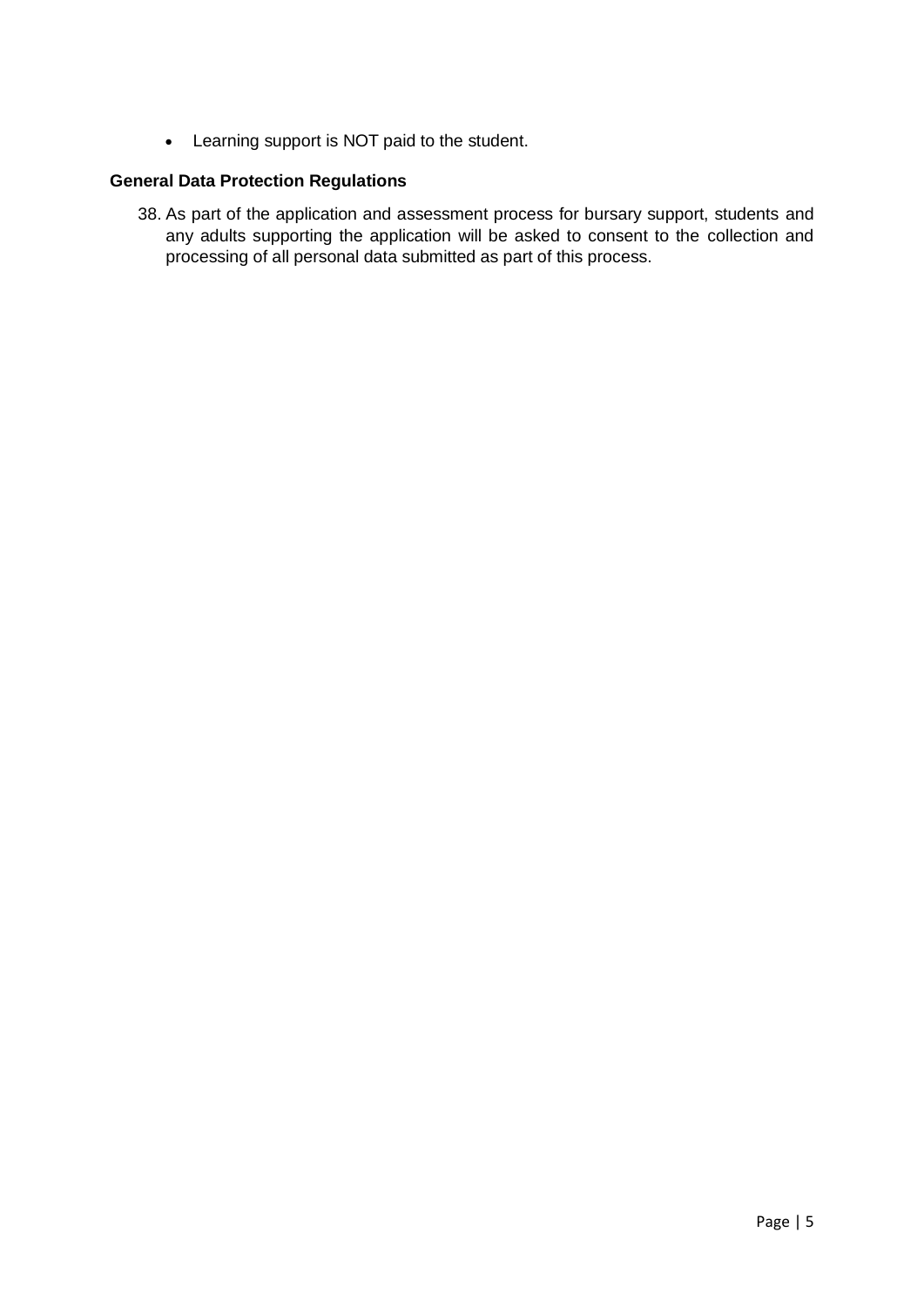- Learning support is NOT paid to the student.

### General Data Protection Regulations

38. As part of the application and assessment process for bursary support, students and any adults supporting the application will be asked to consent to the collection and processing of all personal data submitted as part of this process.